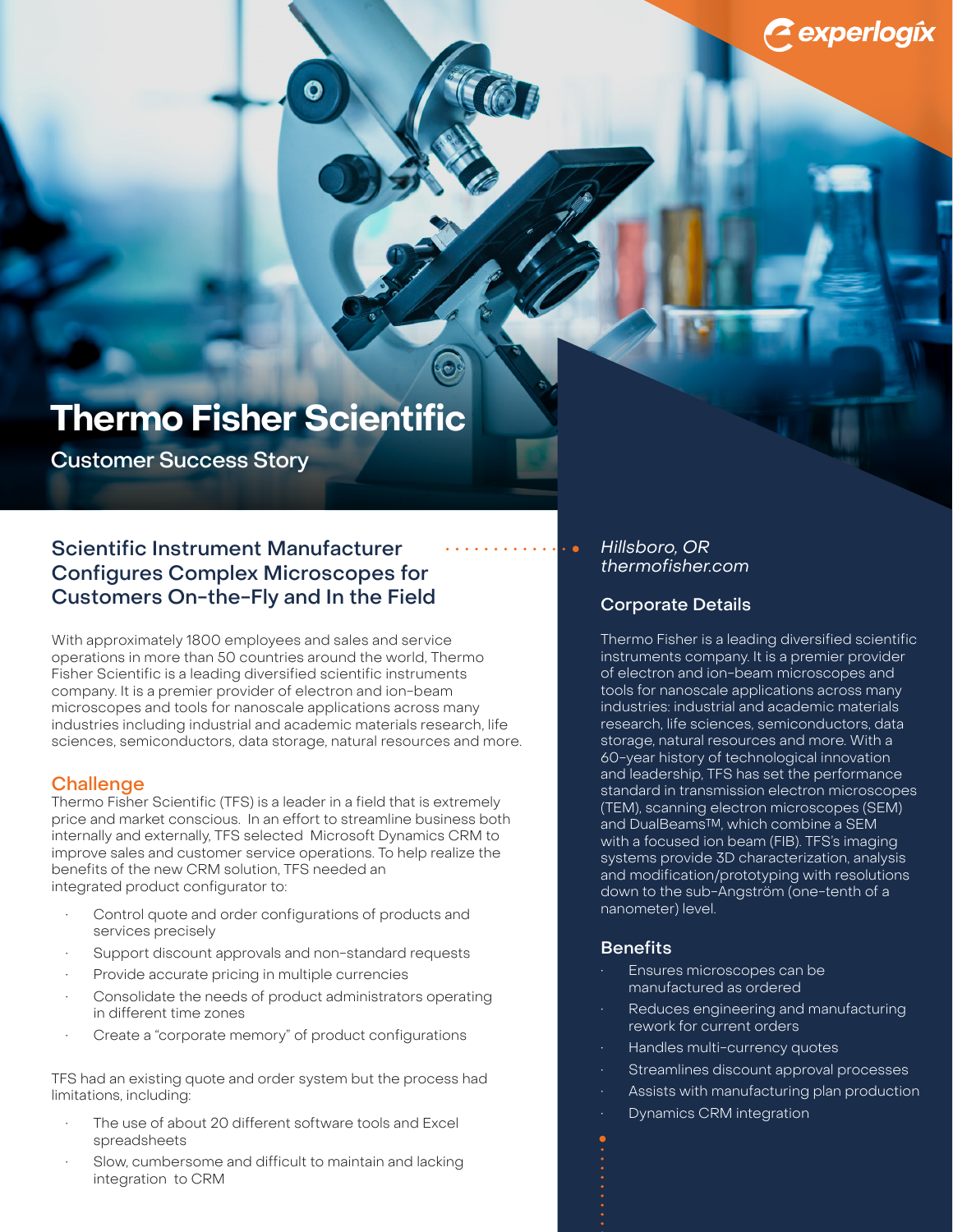# Thermo Fisher Scientific

Customer Success Story

## Scientific Instrument Manufacturer Configures Complex Microscopes for Customers On-the-Fly and In the Field

With approximately 1800 employees and sales and service operations in more than 50 countries around the world, Thermo Fisher Scientific is a leading diversified scientific instruments company. It is a premier provider of electron and ion-beam microscopes and tools for nanoscale applications across many industries including industrial and academic materials research, life sciences, semiconductors, data storage, natural resources and more.

### Challenge

Thermo Fisher Scientific (TFS) is a leader in a field that is extremely price and market conscious. In an effort to streamline business both internally and externally, TFS selected Microsoft Dynamics CRM to improve sales and customer service operations. To help realize the benefits of the new CRM solution, TFS needed an integrated product configurator to:

- Control quote and order configurations of products and services precisely
- Support discount approvals and non-standard requests
- Provide accurate pricing in multiple currencies
- Consolidate the needs of product administrators operating in different time zones
- Create a "corporate memory" of product configurations

TFS had an existing quote and order system but the process had limitations, including:

- The use of about 20 different software tools and Excel spreadsheets
- Slow, cumbersome and difficult to maintain and lacking integration to CRM

*Hillsboro, OR*
*thermofisher.com*

### Corporate Details

Thermo Fisher is a leading diversified scientific instruments company. It is a premier provider of electron and ion-beam microscopes and tools for nanoscale applications across many industries: industrial and academic materials research, life sciences, semiconductors, data storage, natural resources and more. With a 60-year history of technological innovation and leadership, TFS has set the performance standard in transmission electron microscopes (TEM), scanning electron microscopes (SEM) and DualBeams™, which combine a SEM with a focused ion beam (FIB). TFS's imaging systems provide 3D characterization, analysis and modification/prototyping with resolutions down to the sub-Ångström (one-tenth of a nanometer) level.

### Benefits

- Ensures microscopes can be manufactured as ordered
- Reduces engineering and manufacturing rework for current orders
- Handles multi-currency quotes
- Streamlines discount approval processes
- Assists with manufacturing plan production
- Dynamics CRM integration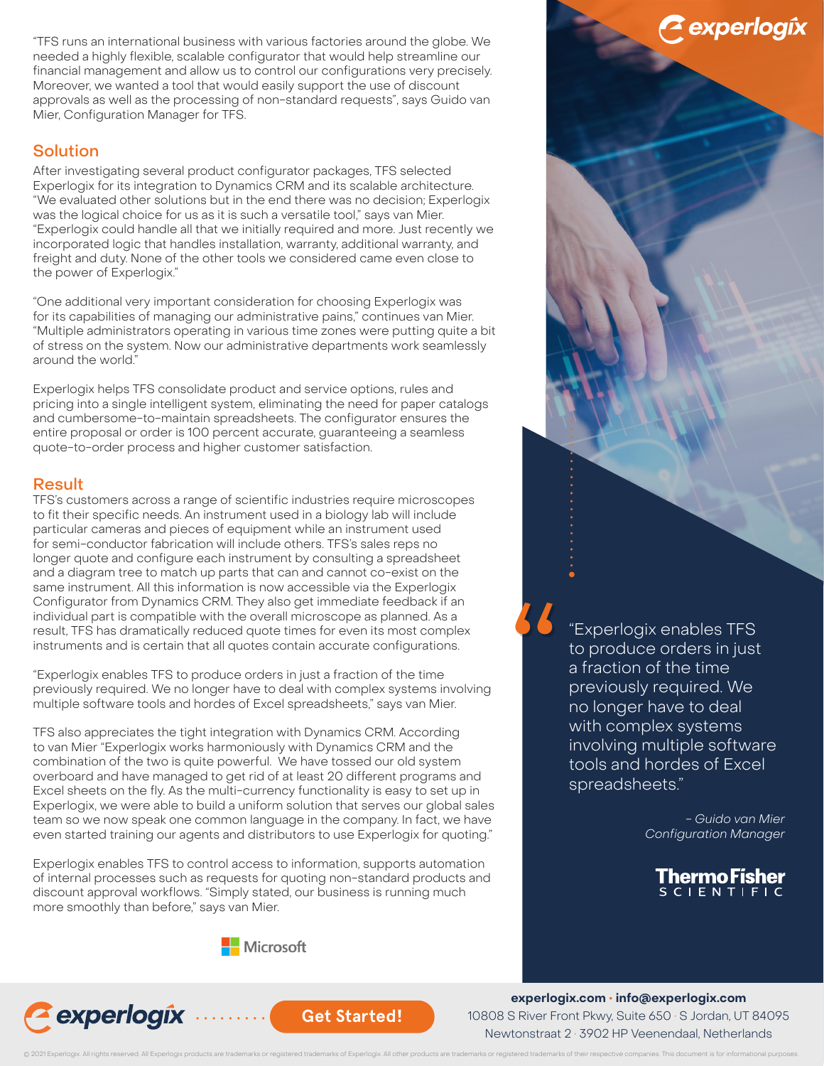"TFS runs an international business with various factories around the globe. We needed a highly flexible, scalable configurator that would help streamline our financial management and allow us to control our configurations very precisely. Moreover, we wanted a tool that would easily support the use of discount approvals as well as the processing of non-standard requests", says Guido van Mier, Configuration Manager for TFS.

## Solution

After investigating several product configurator packages, TFS selected Experlogix for its integration to Dynamics CRM and its scalable architecture. "We evaluated other solutions but in the end there was no decision; Experlogix was the logical choice for us as it is such a versatile tool," says van Mier. "Experlogix could handle all that we initially required and more. Just recently we incorporated logic that handles installation, warranty, additional warranty, and freight and duty. None of the other tools we considered came even close to the power of Experlogix."

"One additional very important consideration for choosing Experlogix was for its capabilities of managing our administrative pains," continues van Mier. "Multiple administrators operating in various time zones were putting quite a bit of stress on the system. Now our administrative departments work seamlessly around the world."

Experlogix helps TFS consolidate product and service options, rules and pricing into a single intelligent system, eliminating the need for paper catalogs and cumbersome-to-maintain spreadsheets. The configurator ensures the entire proposal or order is 100 percent accurate, guaranteeing a seamless quote-to-order process and higher customer satisfaction.

## Result

TFS's customers across a range of scientific industries require microscopes to fit their specific needs. An instrument used in a biology lab will include particular cameras and pieces of equipment while an instrument used for semi-conductor fabrication will include others. TFS's sales reps no longer quote and configure each instrument by consulting a spreadsheet and a diagram tree to match up parts that can and cannot co-exist on the same instrument. All this information is now accessible via the Experlogix Configurator from Dynamics CRM. They also get immediate feedback if an individual part is compatible with the overall microscope as planned. As a result, TFS has dramatically reduced quote times for even its most complex instruments and is certain that all quotes contain accurate configurations.

"Experlogix enables TFS to produce orders in just a fraction of the time previously required. We no longer have to deal with complex systems involving multiple software tools and hordes of Excel spreadsheets," says van Mier.

TFS also appreciates the tight integration with Dynamics CRM. According to van Mier "Experlogix works harmoniously with Dynamics CRM and the combination of the two is quite powerful. We have tossed our old system overboard and have managed to get rid of at least 20 different programs and Excel sheets on the fly. As the multi-currency functionality is easy to set up in Experlogix, we were able to build a uniform solution that serves our global sales team so we now speak one common language in the company. In fact, we have even started training our agents and distributors to use Experlogix for quoting."

Experlogix enables TFS to control access to information, supports automation of internal processes such as requests for quoting non-standard products and discount approval workflows. "Simply stated, our business is running much more smoothly than before," says van Mier.

Microsoft

> "Experlogix enables TFS to produce orders in just a fraction of the time previously required. We no longer have to deal with complex systems involving multiple software tools and hordes of Excel spreadsheets."
>
> *– Guido van Mier*
> *Configuration Manager*

ThermoFisher SCIENTIFIC

experlogix

Get Started!

**experlogix.com · info@experlogix.com**
10808 S River Front Pkwy, Suite 650 · S Jordan, UT 84095
Newtonstraat 2 · 3902 HP Veenendaal, Netherlands

© 2021 Experlogix. All rights reserved. All Experlogix products are trademarks or registered trademarks of Experlogix. All other products are trademarks or registered trademarks of their respective companies. This document is for informational purposes.